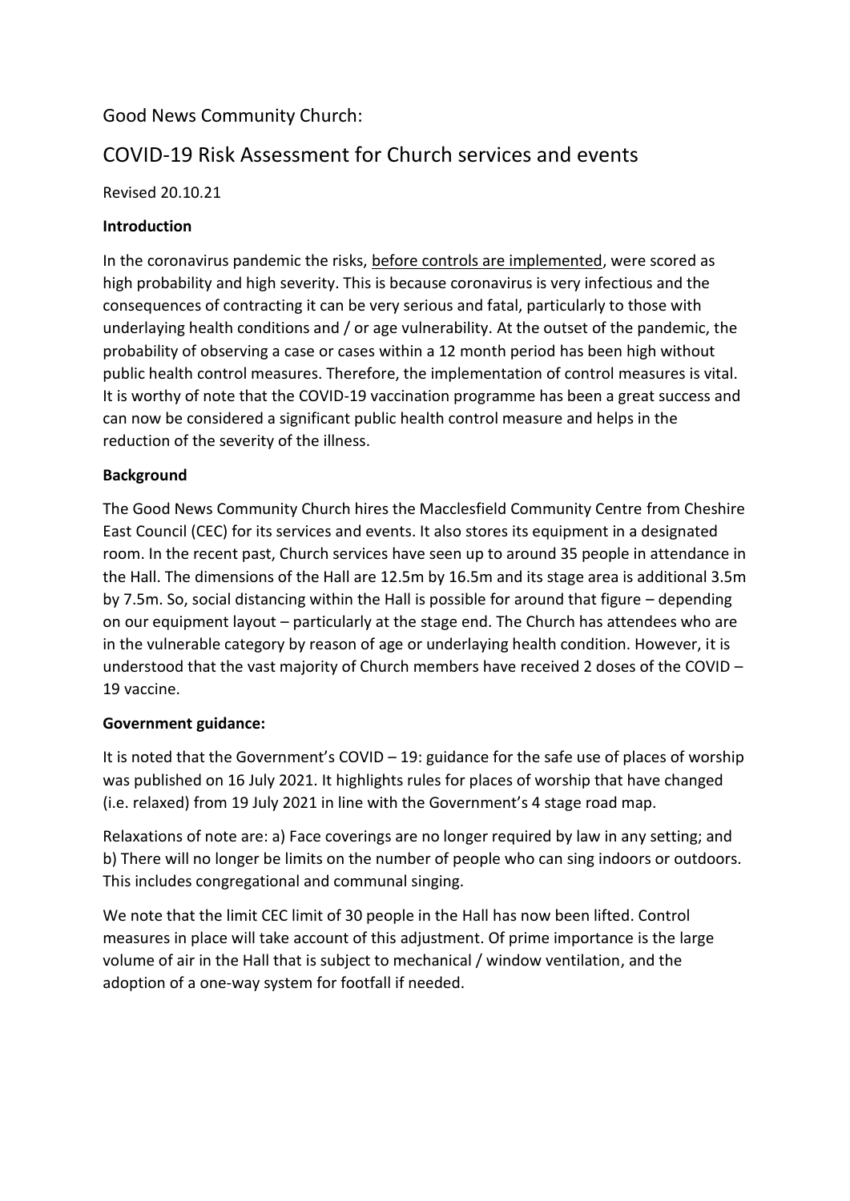Good News Community Church:

# COVID-19 Risk Assessment for Church services and events

Revised 20.10.21

**Introduction**

In the coronavirus pandemic the risks, before controls are implemented, were scored as high probability and high severity. This is because coronavirus is very infectious and the consequences of contracting it can be very serious and fatal, particularly to those with underlaying health conditions and / or age vulnerability. At the outset of the pandemic, the probability of observing a case or cases within a 12 month period has been high without public health control measures. Therefore, the implementation of control measures is vital. It is worthy of note that the COVID-19 vaccination programme has been a great success and can now be considered a significant public health control measure and helps in the reduction of the severity of the illness.

**Background**

The Good News Community Church hires the Macclesfield Community Centre from Cheshire East Council (CEC) for its services and events. It also stores its equipment in a designated room. In the recent past, Church services have seen up to around 35 people in attendance in the Hall. The dimensions of the Hall are 12.5m by 16.5m and its stage area is additional 3.5m by 7.5m. So, social distancing within the Hall is possible for around that figure – depending on our equipment layout – particularly at the stage end. The Church has attendees who are in the vulnerable category by reason of age or underlaying health condition. However, it is understood that the vast majority of Church members have received 2 doses of the COVID – 19 vaccine.

**Government guidance:**

It is noted that the Government's COVID – 19: guidance for the safe use of places of worship was published on 16 July 2021. It highlights rules for places of worship that have changed (i.e. relaxed) from 19 July 2021 in line with the Government's 4 stage road map.

Relaxations of note are: a) Face coverings are no longer required by law in any setting; and b) There will no longer be limits on the number of people who can sing indoors or outdoors. This includes congregational and communal singing.

We note that the limit CEC limit of 30 people in the Hall has now been lifted. Control measures in place will take account of this adjustment. Of prime importance is the large volume of air in the Hall that is subject to mechanical / window ventilation, and the adoption of a one-way system for footfall if needed.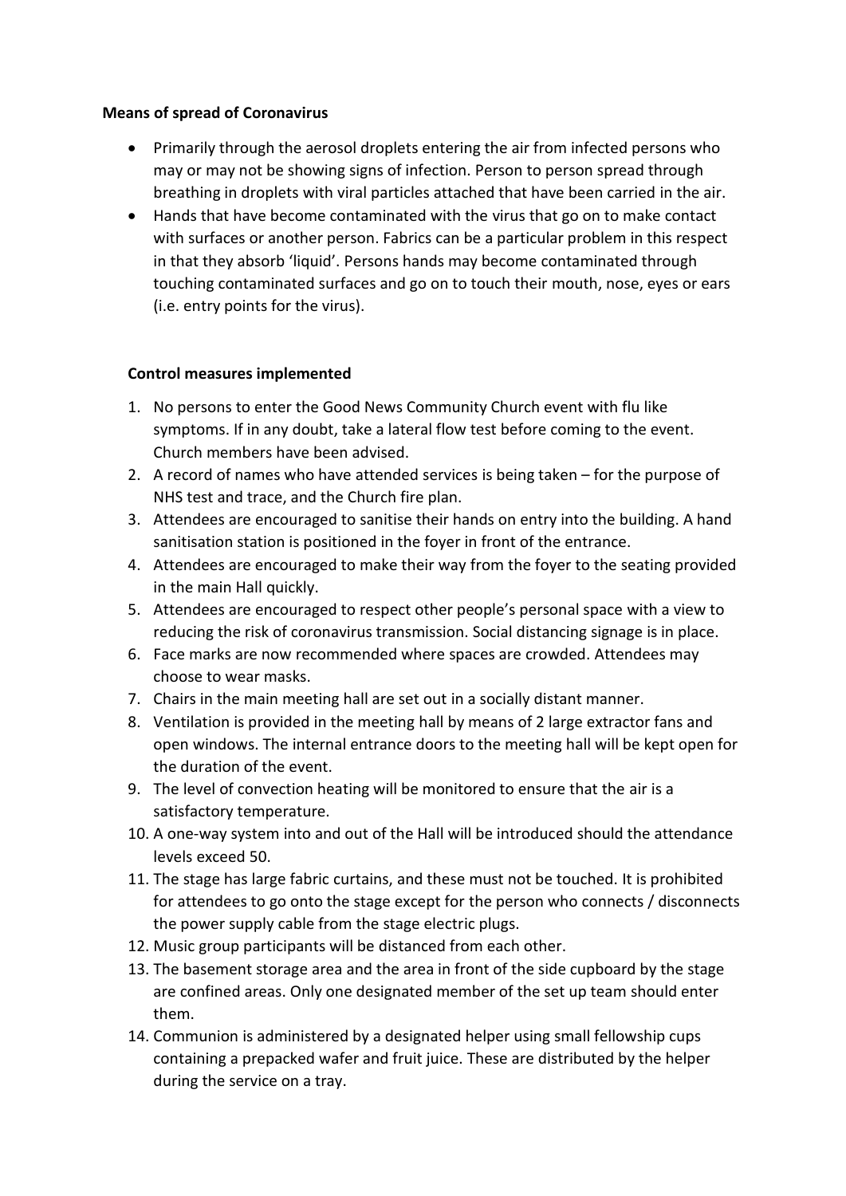**Means of spread of Coronavirus**

- Primarily through the aerosol droplets entering the air from infected persons who may or may not be showing signs of infection. Person to person spread through breathing in droplets with viral particles attached that have been carried in the air.
- Hands that have become contaminated with the virus that go on to make contact with surfaces or another person. Fabrics can be a particular problem in this respect in that they absorb 'liquid'. Persons hands may become contaminated through touching contaminated surfaces and go on to touch their mouth, nose, eyes or ears (i.e. entry points for the virus).

**Control measures implemented**

1. No persons to enter the Good News Community Church event with flu like symptoms. If in any doubt, take a lateral flow test before coming to the event. Church members have been advised.
2. A record of names who have attended services is being taken – for the purpose of NHS test and trace, and the Church fire plan.
3. Attendees are encouraged to sanitise their hands on entry into the building. A hand sanitisation station is positioned in the foyer in front of the entrance.
4. Attendees are encouraged to make their way from the foyer to the seating provided in the main Hall quickly.
5. Attendees are encouraged to respect other people's personal space with a view to reducing the risk of coronavirus transmission. Social distancing signage is in place.
6. Face marks are now recommended where spaces are crowded. Attendees may choose to wear masks.
7. Chairs in the main meeting hall are set out in a socially distant manner.
8. Ventilation is provided in the meeting hall by means of 2 large extractor fans and open windows. The internal entrance doors to the meeting hall will be kept open for the duration of the event.
9. The level of convection heating will be monitored to ensure that the air is a satisfactory temperature.
10. A one-way system into and out of the Hall will be introduced should the attendance levels exceed 50.
11. The stage has large fabric curtains, and these must not be touched. It is prohibited for attendees to go onto the stage except for the person who connects / disconnects the power supply cable from the stage electric plugs.
12. Music group participants will be distanced from each other.
13. The basement storage area and the area in front of the side cupboard by the stage are confined areas. Only one designated member of the set up team should enter them.
14. Communion is administered by a designated helper using small fellowship cups containing a prepacked wafer and fruit juice. These are distributed by the helper during the service on a tray.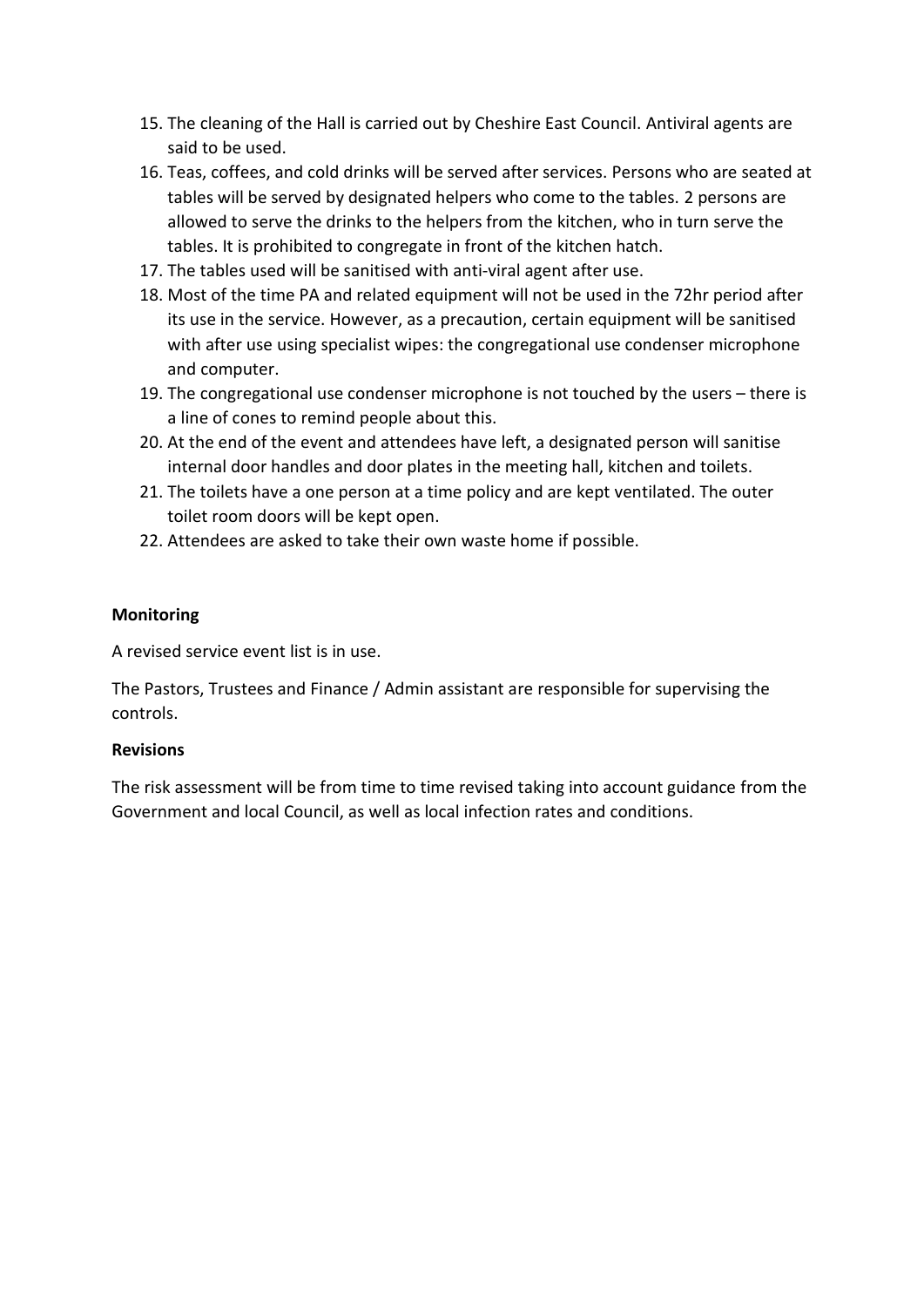15. The cleaning of the Hall is carried out by Cheshire East Council. Antiviral agents are said to be used.
16. Teas, coffees, and cold drinks will be served after services. Persons who are seated at tables will be served by designated helpers who come to the tables. 2 persons are allowed to serve the drinks to the helpers from the kitchen, who in turn serve the tables. It is prohibited to congregate in front of the kitchen hatch.
17. The tables used will be sanitised with anti-viral agent after use.
18. Most of the time PA and related equipment will not be used in the 72hr period after its use in the service. However, as a precaution, certain equipment will be sanitised with after use using specialist wipes: the congregational use condenser microphone and computer.
19. The congregational use condenser microphone is not touched by the users – there is a line of cones to remind people about this.
20. At the end of the event and attendees have left, a designated person will sanitise internal door handles and door plates in the meeting hall, kitchen and toilets.
21. The toilets have a one person at a time policy and are kept ventilated. The outer toilet room doors will be kept open.
22. Attendees are asked to take their own waste home if possible.

**Monitoring**

A revised service event list is in use.

The Pastors, Trustees and Finance / Admin assistant are responsible for supervising the controls.

**Revisions**

The risk assessment will be from time to time revised taking into account guidance from the Government and local Council, as well as local infection rates and conditions.